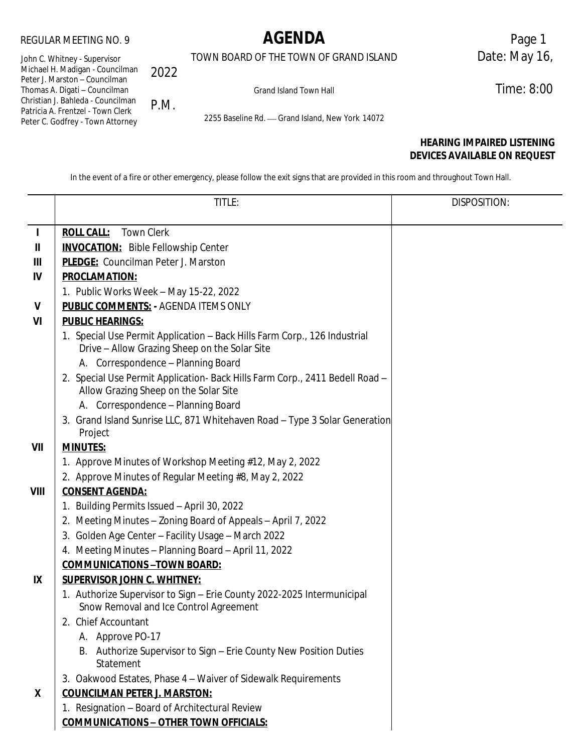REGULAR MEETING NO. 9

# AGENDA

TOWN BOARD OF THE TOWN OF GRAND ISLAND

Date: May 16, 2022

Time: 8:00 P.M.

Grand Island Town Hall

2255 Baseline Rd. — Grand Island, New York 14072

John C. Whitney - Supervisor
Michael H. Madigan - Councilman
Peter J. Marston – Councilman
Thomas A. Digati – Councilman
Christian J. Bahleda - Councilman
Patricia A. Frentzel - Town Clerk
Peter C. Godfrey - Town Attorney

**HEARING IMPAIRED LISTENING DEVICES AVAILABLE ON REQUEST**

In the event of a fire or other emergency, please follow the exit signs that are provided in this room and throughout Town Hall.

| | TITLE: | DISPOSITION: |
|---|---|---|
| **I** | **ROLL CALL:** Town Clerk | |
| **II** | **INVOCATION:** Bible Fellowship Center | |
| **III** | **PLEDGE:** Councilman Peter J. Marston | |
| **IV** | **PROCLAMATION:** | |
| | 1. Public Works Week – May 15-22, 2022 | |
| **V** | **PUBLIC COMMENTS: -** AGENDA ITEMS ONLY | |
| **VI** | **PUBLIC HEARINGS:** | |
| | 1. Special Use Permit Application – Back Hills Farm Corp., 126 Industrial Drive – Allow Grazing Sheep on the Solar Site | |
| | A. Correspondence – Planning Board | |
| | 2. Special Use Permit Application- Back Hills Farm Corp., 2411 Bedell Road – Allow Grazing Sheep on the Solar Site | |
| | A. Correspondence – Planning Board | |
| | 3. Grand Island Sunrise LLC, 871 Whitehaven Road – Type 3 Solar Generation Project | |
| **VII** | **MINUTES:** | |
| | 1. Approve Minutes of Workshop Meeting #12, May 2, 2022 | |
| | 2. Approve Minutes of Regular Meeting #8, May 2, 2022 | |
| **VIII** | **CONSENT AGENDA:** | |
| | 1. Building Permits Issued – April 30, 2022 | |
| | 2. Meeting Minutes – Zoning Board of Appeals – April 7, 2022 | |
| | 3. Golden Age Center – Facility Usage – March 2022 | |
| | 4. Meeting Minutes – Planning Board – April 11, 2022 | |
| | **COMMUNICATIONS –TOWN BOARD:** | |
| **IX** | **SUPERVISOR JOHN C. WHITNEY:** | |
| | 1. Authorize Supervisor to Sign – Erie County 2022-2025 Intermunicipal Snow Removal and Ice Control Agreement | |
| | 2. Chief Accountant | |
| | A. Approve PO-17 | |
| | B. Authorize Supervisor to Sign – Erie County New Position Duties Statement | |
| | 3. Oakwood Estates, Phase 4 – Waiver of Sidewalk Requirements | |
| **X** | **COUNCILMAN PETER J. MARSTON:** | |
| | 1. Resignation – Board of Architectural Review | |
| | **COMMUNICATIONS – OTHER TOWN OFFICIALS:** | |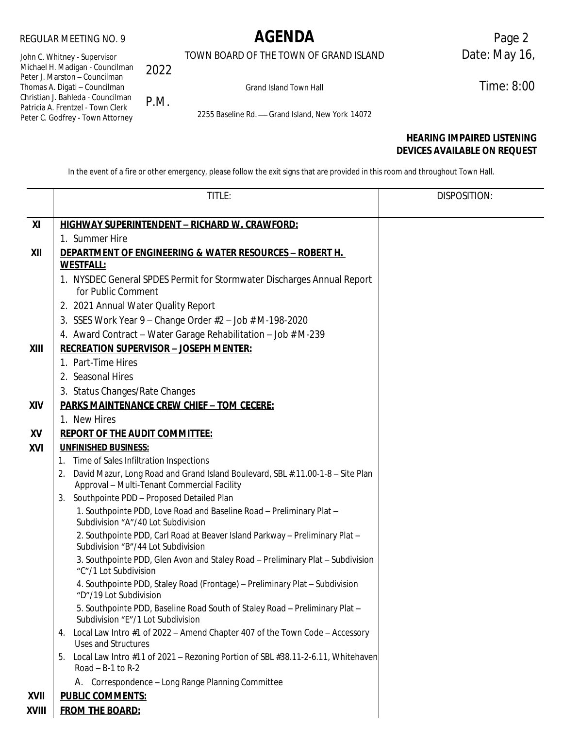REGULAR MEETING NO. 9

# AGENDA

TOWN BOARD OF THE TOWN OF GRAND ISLAND

Date: May 16, 2022

Time: 8:00 P.M.

John C. Whitney - Supervisor
Michael H. Madigan - Councilman
Peter J. Marston – Councilman
Thomas A. Digati – Councilman
Christian J. Bahleda - Councilman
Patricia A. Frentzel - Town Clerk
Peter C. Godfrey - Town Attorney

Grand Island Town Hall

2255 Baseline Rd. — Grand Island, New York 14072

**HEARING IMPAIRED LISTENING DEVICES AVAILABLE ON REQUEST**

In the event of a fire or other emergency, please follow the exit signs that are provided in this room and throughout Town Hall.

| | TITLE: | DISPOSITION: |
|---|---|---|
| **XI** | **HIGHWAY SUPERINTENDENT – RICHARD W. CRAWFORD:** | |
| | 1. Summer Hire | |
| **XII** | **DEPARTMENT OF ENGINEERING & WATER RESOURCES – ROBERT H. WESTFALL:** | |
| | 1. NYSDEC General SPDES Permit for Stormwater Discharges Annual Report for Public Comment | |
| | 2. 2021 Annual Water Quality Report | |
| | 3. SSES Work Year 9 – Change Order #2 – Job # M-198-2020 | |
| | 4. Award Contract – Water Garage Rehabilitation – Job # M-239 | |
| **XIII** | **RECREATION SUPERVISOR – JOSEPH MENTER:** | |
| | 1. Part-Time Hires | |
| | 2. Seasonal Hires | |
| | 3. Status Changes/Rate Changes | |
| **XIV** | **PARKS MAINTENANCE CREW CHIEF – TOM CECERE:** | |
| | 1. New Hires | |
| **XV** | **REPORT OF THE AUDIT COMMITTEE:** | |
| **XVI** | **UNFINISHED BUSINESS:** | |
| | 1. Time of Sales Infiltration Inspections | |
| | 2. David Mazur, Long Road and Grand Island Boulevard, SBL #.11.00-1-8 – Site Plan Approval – Multi-Tenant Commercial Facility | |
| | 3. Southpointe PDD – Proposed Detailed Plan | |
| | 1. Southpointe PDD, Love Road and Baseline Road – Preliminary Plat – Subdivision "A"/40 Lot Subdivision | |
| | 2. Southpointe PDD, Carl Road at Beaver Island Parkway – Preliminary Plat – Subdivision "B"/44 Lot Subdivision | |
| | 3. Southpointe PDD, Glen Avon and Staley Road – Preliminary Plat – Subdivision "C"/1 Lot Subdivision | |
| | 4. Southpointe PDD, Staley Road (Frontage) – Preliminary Plat – Subdivision "D"/19 Lot Subdivision | |
| | 5. Southpointe PDD, Baseline Road South of Staley Road – Preliminary Plat – Subdivision "E"/1 Lot Subdivision | |
| | 4. Local Law Intro #1 of 2022 – Amend Chapter 407 of the Town Code – Accessory Uses and Structures | |
| | 5. Local Law Intro #11 of 2021 – Rezoning Portion of SBL #38.11-2-6.11, Whitehaven Road – B-1 to R-2 | |
| | A. Correspondence – Long Range Planning Committee | |
| **XVII** | **PUBLIC COMMENTS:** | |
| **XVIII** | **FROM THE BOARD:** | |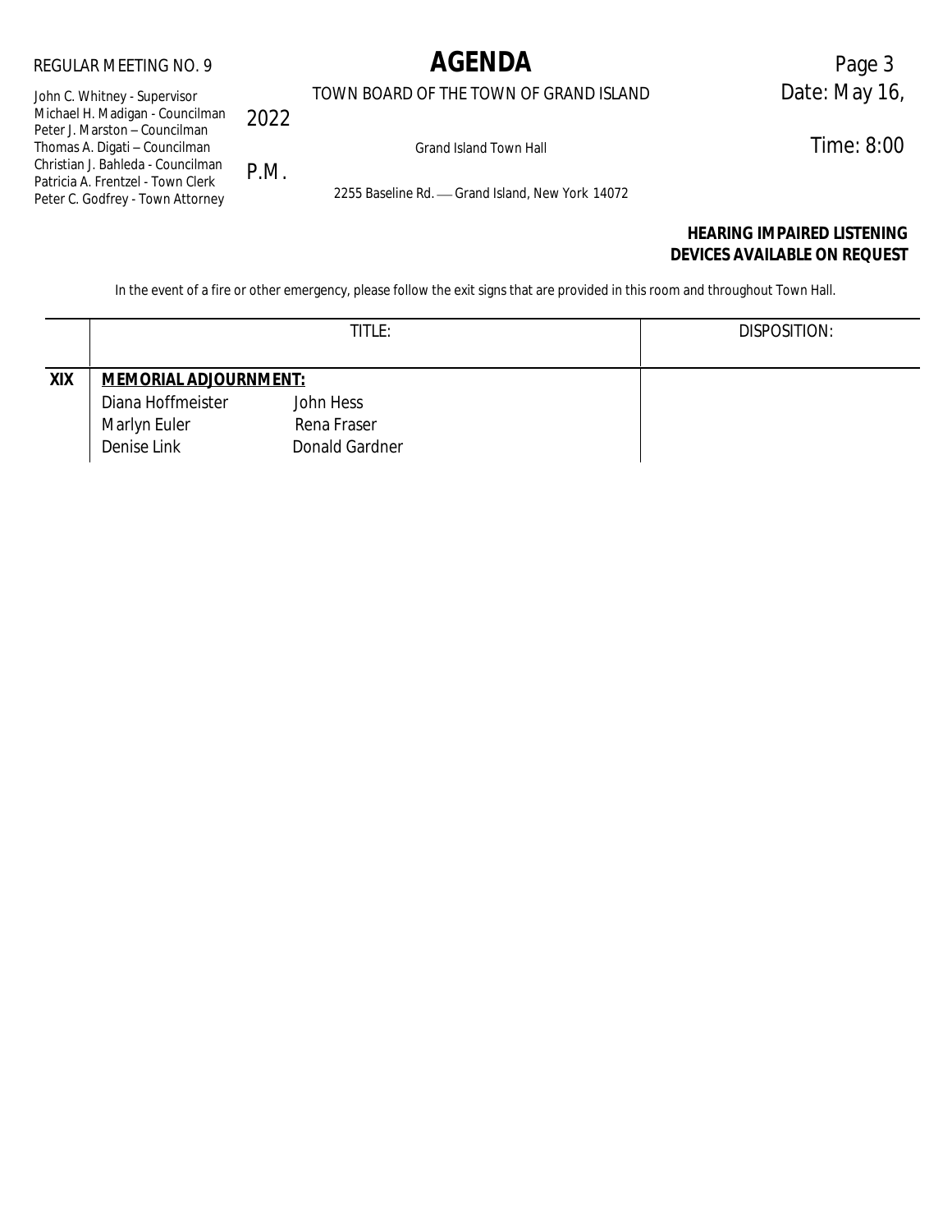REGULAR MEETING NO. 9

# AGENDA

TOWN BOARD OF THE TOWN OF GRAND ISLAND

Date: May 16, 2022

Time: 8:00 P.M.

John C. Whitney - Supervisor
Michael H. Madigan - Councilman
Peter J. Marston – Councilman
Thomas A. Digati – Councilman
Christian J. Bahleda - Councilman
Patricia A. Frentzel - Town Clerk
Peter C. Godfrey - Town Attorney

Grand Island Town Hall

2255 Baseline Rd. — Grand Island, New York 14072

**HEARING IMPAIRED LISTENING DEVICES AVAILABLE ON REQUEST**

In the event of a fire or other emergency, please follow the exit signs that are provided in this room and throughout Town Hall.

| | TITLE: | | DISPOSITION: |
|---|---|---|---|
| **XIX** | **MEMORIAL ADJOURNMENT:** | | |
| | Diana Hoffmeister | John Hess | |
| | Marlyn Euler | Rena Fraser | |
| | Denise Link | Donald Gardner | |